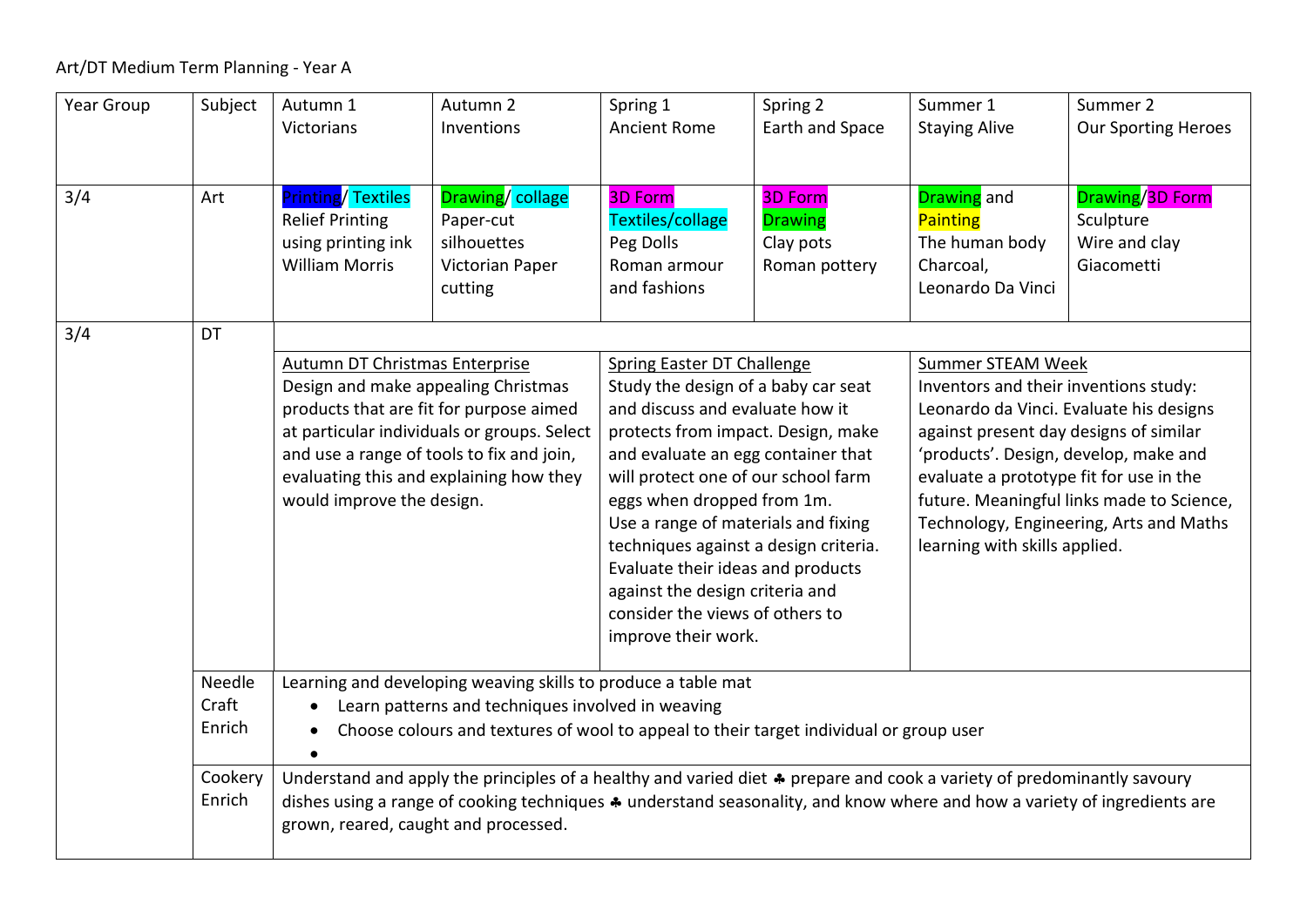Art/DT Medium Term Planning - Year A

| Year Group | Subject | Autumn 1<br>Victorians | Autumn 2<br>Inventions | Spring 1<br>Ancient Rome | Spring 2<br>Earth and Space | Summer 1<br>Staying Alive | Summer 2<br>Our Sporting Heroes |
|---|---|---|---|---|---|---|---|
| 3/4 | Art | Printing/ Textiles<br>Relief Printing using printing ink<br>William Morris | Drawing/ collage<br>Paper-cut silhouettes<br>Victorian Paper cutting | 3D Form<br>Textiles/collage<br>Peg Dolls<br>Roman armour and fashions | 3D Form<br>Drawing<br>Clay pots<br>Roman pottery | Drawing and Painting<br>The human body<br>Charcoal,<br>Leonardo Da Vinci | Drawing/3D Form<br>Sculpture<br>Wire and clay<br>Giacometti |
| 3/4 | DT | <u>Autumn DT Christmas Enterprise</u><br>Design and make appealing Christmas products that are fit for purpose aimed at particular individuals or groups. Select and use a range of tools to fix and join, evaluating this and explaining how they would improve the design. | | <u>Spring Easter DT Challenge</u><br>Study the design of a baby car seat and discuss and evaluate how it protects from impact. Design, make and evaluate an egg container that will protect one of our school farm eggs when dropped from 1m.<br>Use a range of materials and fixing techniques against a design criteria. Evaluate their ideas and products against the design criteria and consider the views of others to improve their work. | | <u>Summer STEAM Week</u><br>Inventors and their inventions study: Leonardo da Vinci. Evaluate his designs against present day designs of similar 'products'. Design, develop, make and evaluate a prototype fit for use in the future. Meaningful links made to Science, Technology, Engineering, Arts and Maths learning with skills applied. | |
| | Needle Craft Enrich | Learning and developing weaving skills to produce a table mat<br>• Learn patterns and techniques involved in weaving<br>• Choose colours and textures of wool to appeal to their target individual or group user<br>• | | | | | |
| | Cookery Enrich | Understand and apply the principles of a healthy and varied diet ♣ prepare and cook a variety of predominantly savoury dishes using a range of cooking techniques ♣ understand seasonality, and know where and how a variety of ingredients are grown, reared, caught and processed. | | | | | |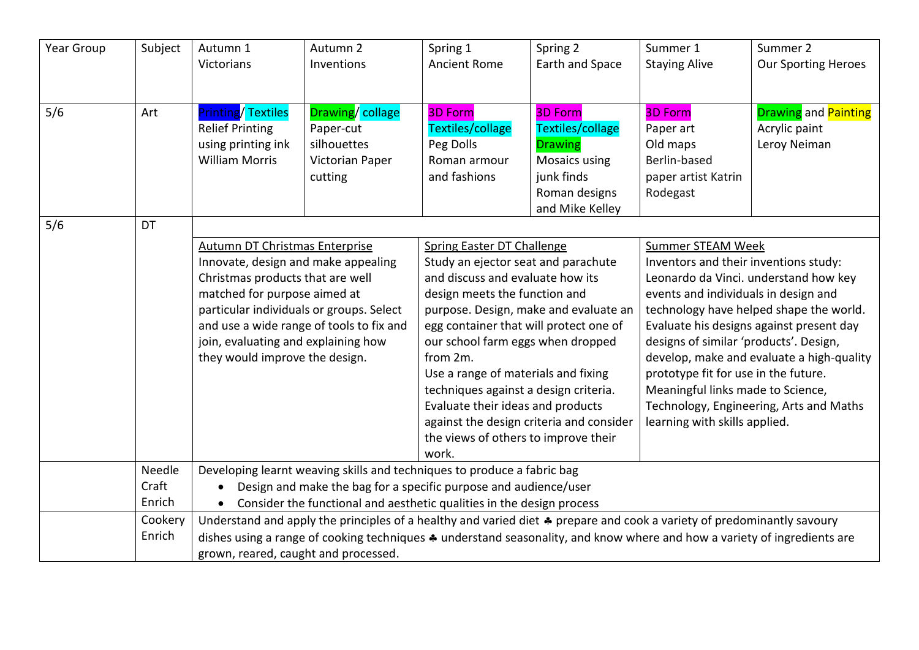| Year Group | Subject | Autumn 1<br>Victorians | Autumn 2<br>Inventions | Spring 1<br>Ancient Rome | Spring 2<br>Earth and Space | Summer 1<br>Staying Alive | Summer 2<br>Our Sporting Heroes |
|---|---|---|---|---|---|---|---|
| 5/6 | Art | Printing/ Textiles<br>Relief Printing using printing ink William Morris | Drawing/ collage<br>Paper-cut silhouettes Victorian Paper cutting | 3D Form<br>Textiles/collage<br>Peg Dolls Roman armour and fashions | 3D Form<br>Textiles/collage<br>Drawing<br>Mosaics using junk finds Roman designs and Mike Kelley | 3D Form<br>Paper art<br>Old maps<br>Berlin-based paper artist Katrin Rodegast | Drawing and Painting<br>Acrylic paint<br>Leroy Neiman |
| 5/6 | DT | Autumn DT Christmas Enterprise<br>Innovate, design and make appealing Christmas products that are well matched for purpose aimed at particular individuals or groups. Select and use a wide range of tools to fix and join, evaluating and explaining how they would improve the design. | | Spring Easter DT Challenge<br>Study an ejector seat and parachute and discuss and evaluate how its design meets the function and purpose. Design, make and evaluate an egg container that will protect one of our school farm eggs when dropped from 2m.<br>Use a range of materials and fixing techniques against a design criteria. Evaluate their ideas and products against the design criteria and consider the views of others to improve their work. | | Summer STEAM Week<br>Inventors and their inventions study: Leonardo da Vinci. understand how key events and individuals in design and technology have helped shape the world. Evaluate his designs against present day designs of similar 'products'. Design, develop, make and evaluate a high-quality prototype fit for use in the future. Meaningful links made to Science, Technology, Engineering, Arts and Maths learning with skills applied. | |
| | Needle Craft Enrich | Developing learnt weaving skills and techniques to produce a fabric bag<br>• Design and make the bag for a specific purpose and audience/user<br>• Consider the functional and aesthetic qualities in the design process | | | | | |
| | Cookery Enrich | Understand and apply the principles of a healthy and varied diet ♣ prepare and cook a variety of predominantly savoury dishes using a range of cooking techniques ♣ understand seasonality, and know where and how a variety of ingredients are grown, reared, caught and processed. | | | | | |